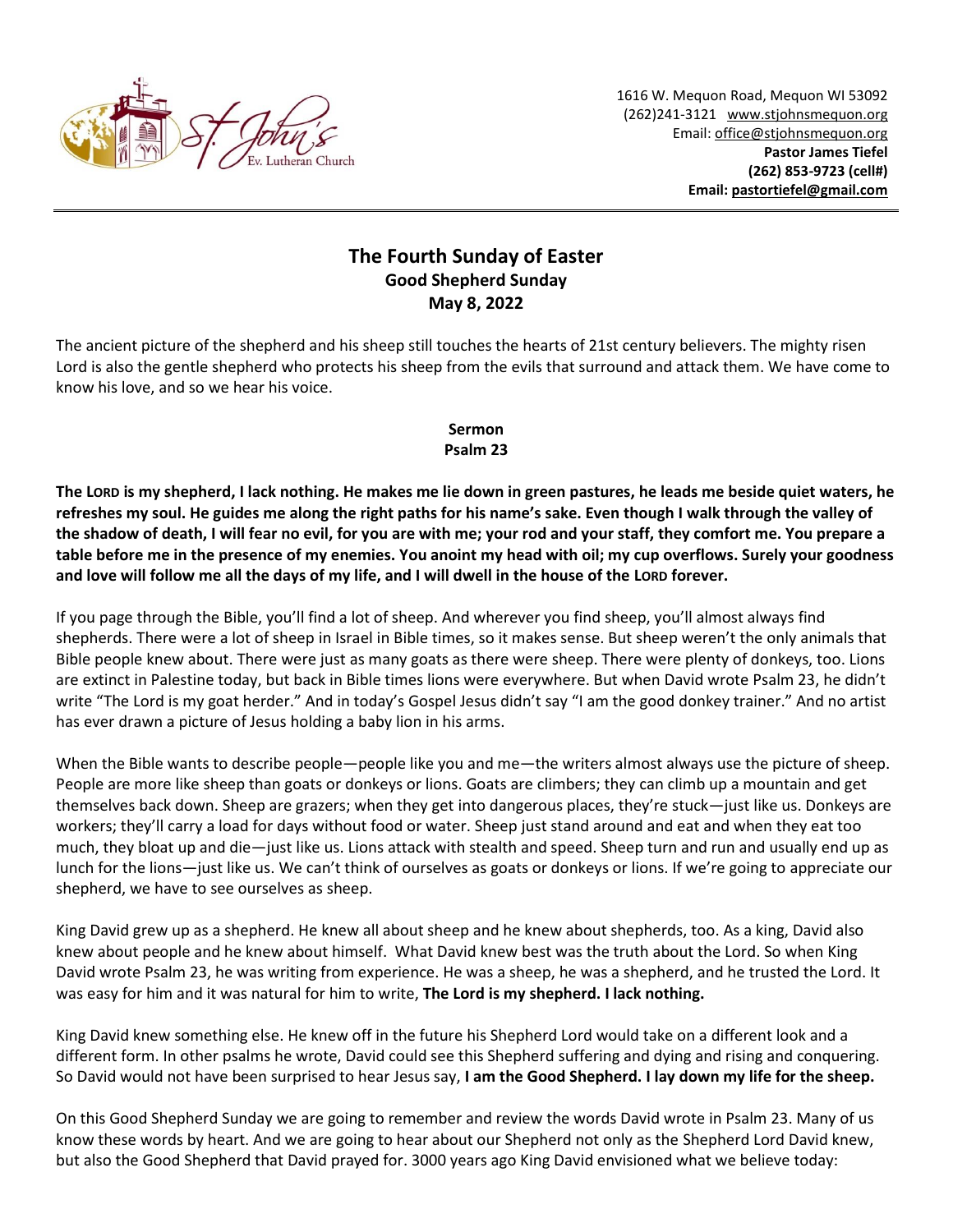1616 W. Mequon Road, Mequon WI 53092
(262)241-3121 www.stjohnsmequon.org
Email: office@stjohnsmequon.org
**Pastor James Tiefel**
**(262) 853-9723 (cell#)**
**Email: pastortiefel@gmail.com**

## The Fourth Sunday of Easter
### Good Shepherd Sunday
### May 8, 2022

The ancient picture of the shepherd and his sheep still touches the hearts of 21st century believers. The mighty risen Lord is also the gentle shepherd who protects his sheep from the evils that surround and attack them. We have come to know his love, and so we hear his voice.

**Sermon**
**Psalm 23**

**The LORD is my shepherd, I lack nothing. He makes me lie down in green pastures, he leads me beside quiet waters, he refreshes my soul. He guides me along the right paths for his name's sake. Even though I walk through the valley of the shadow of death, I will fear no evil, for you are with me; your rod and your staff, they comfort me. You prepare a table before me in the presence of my enemies. You anoint my head with oil; my cup overflows. Surely your goodness and love will follow me all the days of my life, and I will dwell in the house of the LORD forever.**

If you page through the Bible, you'll find a lot of sheep. And wherever you find sheep, you'll almost always find shepherds. There were a lot of sheep in Israel in Bible times, so it makes sense. But sheep weren't the only animals that Bible people knew about. There were just as many goats as there were sheep. There were plenty of donkeys, too. Lions are extinct in Palestine today, but back in Bible times lions were everywhere. But when David wrote Psalm 23, he didn't write "The Lord is my goat herder." And in today's Gospel Jesus didn't say "I am the good donkey trainer." And no artist has ever drawn a picture of Jesus holding a baby lion in his arms.

When the Bible wants to describe people—people like you and me—the writers almost always use the picture of sheep. People are more like sheep than goats or donkeys or lions. Goats are climbers; they can climb up a mountain and get themselves back down. Sheep are grazers; when they get into dangerous places, they're stuck—just like us. Donkeys are workers; they'll carry a load for days without food or water. Sheep just stand around and eat and when they eat too much, they bloat up and die—just like us. Lions attack with stealth and speed. Sheep turn and run and usually end up as lunch for the lions—just like us. We can't think of ourselves as goats or donkeys or lions. If we're going to appreciate our shepherd, we have to see ourselves as sheep.

King David grew up as a shepherd. He knew all about sheep and he knew about shepherds, too. As a king, David also knew about people and he knew about himself. What David knew best was the truth about the Lord. So when King David wrote Psalm 23, he was writing from experience. He was a sheep, he was a shepherd, and he trusted the Lord. It was easy for him and it was natural for him to write, **The Lord is my shepherd. I lack nothing.**

King David knew something else. He knew off in the future his Shepherd Lord would take on a different look and a different form. In other psalms he wrote, David could see this Shepherd suffering and dying and rising and conquering. So David would not have been surprised to hear Jesus say, **I am the Good Shepherd. I lay down my life for the sheep.**

On this Good Shepherd Sunday we are going to remember and review the words David wrote in Psalm 23. Many of us know these words by heart. And we are going to hear about our Shepherd not only as the Shepherd Lord David knew, but also the Good Shepherd that David prayed for. 3000 years ago King David envisioned what we believe today: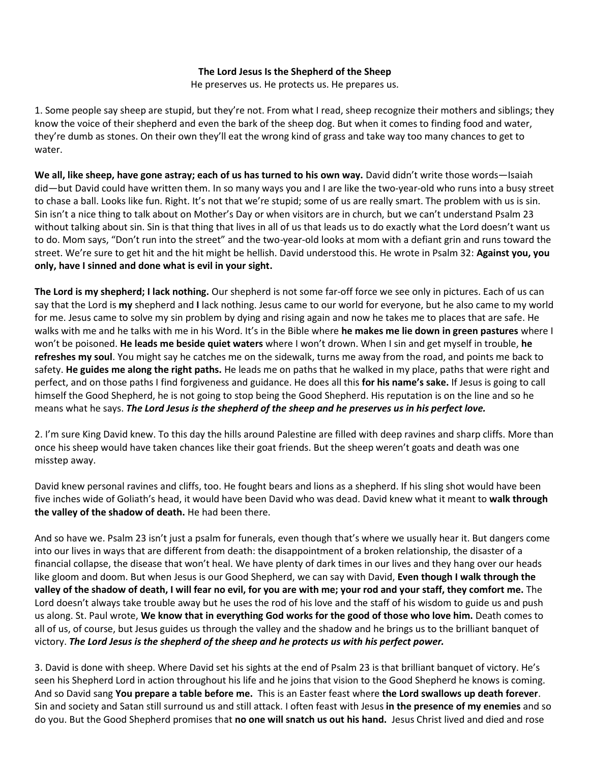**The Lord Jesus Is the Shepherd of the Sheep**

He preserves us. He protects us. He prepares us.

1. Some people say sheep are stupid, but they're not. From what I read, sheep recognize their mothers and siblings; they know the voice of their shepherd and even the bark of the sheep dog. But when it comes to finding food and water, they're dumb as stones. On their own they'll eat the wrong kind of grass and take way too many chances to get to water.

**We all, like sheep, have gone astray; each of us has turned to his own way.** David didn't write those words—Isaiah did—but David could have written them. In so many ways you and I are like the two-year-old who runs into a busy street to chase a ball. Looks like fun. Right. It's not that we're stupid; some of us are really smart. The problem with us is sin. Sin isn't a nice thing to talk about on Mother's Day or when visitors are in church, but we can't understand Psalm 23 without talking about sin. Sin is that thing that lives in all of us that leads us to do exactly what the Lord doesn't want us to do. Mom says, "Don't run into the street" and the two-year-old looks at mom with a defiant grin and runs toward the street. We're sure to get hit and the hit might be hellish. David understood this. He wrote in Psalm 32: **Against you, you only, have I sinned and done what is evil in your sight.**

**The Lord is my shepherd; I lack nothing.** Our shepherd is not some far-off force we see only in pictures. Each of us can say that the Lord is **my** shepherd and **I** lack nothing. Jesus came to our world for everyone, but he also came to my world for me. Jesus came to solve my sin problem by dying and rising again and now he takes me to places that are safe. He walks with me and he talks with me in his Word. It's in the Bible where **he makes me lie down in green pastures** where I won't be poisoned. **He leads me beside quiet waters** where I won't drown. When I sin and get myself in trouble, **he refreshes my soul**. You might say he catches me on the sidewalk, turns me away from the road, and points me back to safety. **He guides me along the right paths.** He leads me on paths that he walked in my place, paths that were right and perfect, and on those paths I find forgiveness and guidance. He does all this **for his name's sake.** If Jesus is going to call himself the Good Shepherd, he is not going to stop being the Good Shepherd. His reputation is on the line and so he means what he says. ***The Lord Jesus is the shepherd of the sheep and he preserves us in his perfect love.***

2. I'm sure King David knew. To this day the hills around Palestine are filled with deep ravines and sharp cliffs. More than once his sheep would have taken chances like their goat friends. But the sheep weren't goats and death was one misstep away.

David knew personal ravines and cliffs, too. He fought bears and lions as a shepherd. If his sling shot would have been five inches wide of Goliath's head, it would have been David who was dead. David knew what it meant to **walk through the valley of the shadow of death.** He had been there.

And so have we. Psalm 23 isn't just a psalm for funerals, even though that's where we usually hear it. But dangers come into our lives in ways that are different from death: the disappointment of a broken relationship, the disaster of a financial collapse, the disease that won't heal. We have plenty of dark times in our lives and they hang over our heads like gloom and doom. But when Jesus is our Good Shepherd, we can say with David, **Even though I walk through the valley of the shadow of death, I will fear no evil, for you are with me; your rod and your staff, they comfort me.** The Lord doesn't always take trouble away but he uses the rod of his love and the staff of his wisdom to guide us and push us along. St. Paul wrote, **We know that in everything God works for the good of those who love him.** Death comes to all of us, of course, but Jesus guides us through the valley and the shadow and he brings us to the brilliant banquet of victory. ***The Lord Jesus is the shepherd of the sheep and he protects us with his perfect power.***

3. David is done with sheep. Where David set his sights at the end of Psalm 23 is that brilliant banquet of victory. He's seen his Shepherd Lord in action throughout his life and he joins that vision to the Good Shepherd he knows is coming. And so David sang **You prepare a table before me.** This is an Easter feast where **the Lord swallows up death forever**. Sin and society and Satan still surround us and still attack. I often feast with Jesus **in the presence of my enemies** and so do you. But the Good Shepherd promises that **no one will snatch us out his hand.** Jesus Christ lived and died and rose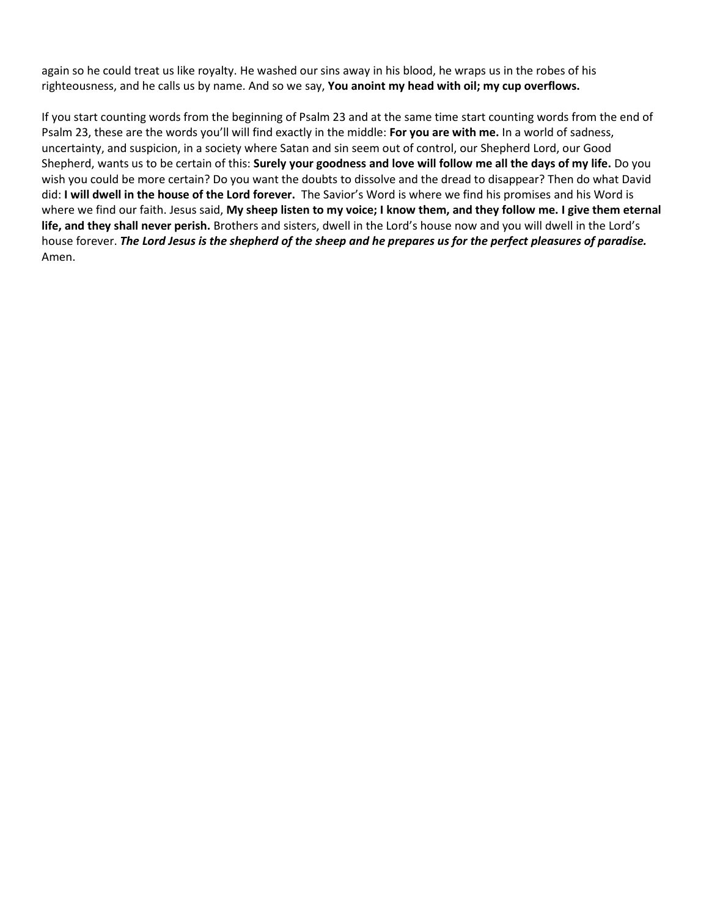again so he could treat us like royalty. He washed our sins away in his blood, he wraps us in the robes of his righteousness, and he calls us by name. And so we say, **You anoint my head with oil; my cup overflows.**

If you start counting words from the beginning of Psalm 23 and at the same time start counting words from the end of Psalm 23, these are the words you'll will find exactly in the middle: **For you are with me.** In a world of sadness, uncertainty, and suspicion, in a society where Satan and sin seem out of control, our Shepherd Lord, our Good Shepherd, wants us to be certain of this: **Surely your goodness and love will follow me all the days of my life.** Do you wish you could be more certain? Do you want the doubts to dissolve and the dread to disappear? Then do what David did: **I will dwell in the house of the Lord forever.** The Savior's Word is where we find his promises and his Word is where we find our faith. Jesus said, **My sheep listen to my voice; I know them, and they follow me. I give them eternal life, and they shall never perish.** Brothers and sisters, dwell in the Lord's house now and you will dwell in the Lord's house forever. ***The Lord Jesus is the shepherd of the sheep and he prepares us for the perfect pleasures of paradise.*** Amen.